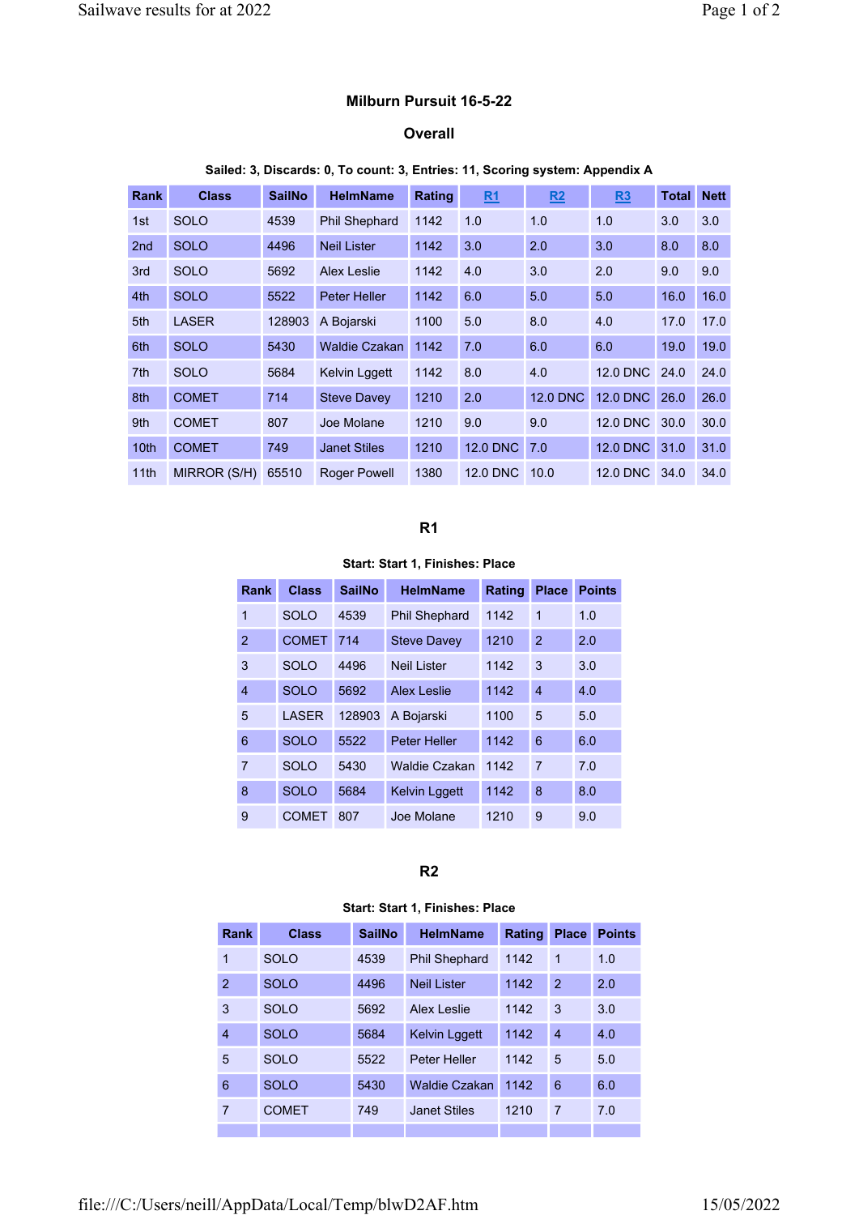# Milburn Pursuit 16-5-22

## Overall

**Sailed: 3, Discards: 0, To count: 3, Entries: 11, Scoring system: Appendix A**

| Rank | Class | SailNo | HelmName | Rating | R1 | R2 | R3 | Total | Nett |
|---|---|---|---|---|---|---|---|---|---|
| 1st | SOLO | 4539 | Phil Shephard | 1142 | 1.0 | 1.0 | 1.0 | 3.0 | 3.0 |
| 2nd | SOLO | 4496 | Neil Lister | 1142 | 3.0 | 2.0 | 3.0 | 8.0 | 8.0 |
| 3rd | SOLO | 5692 | Alex Leslie | 1142 | 4.0 | 3.0 | 2.0 | 9.0 | 9.0 |
| 4th | SOLO | 5522 | Peter Heller | 1142 | 6.0 | 5.0 | 5.0 | 16.0 | 16.0 |
| 5th | LASER | 128903 | A Bojarski | 1100 | 5.0 | 8.0 | 4.0 | 17.0 | 17.0 |
| 6th | SOLO | 5430 | Waldie Czakan | 1142 | 7.0 | 6.0 | 6.0 | 19.0 | 19.0 |
| 7th | SOLO | 5684 | Kelvin Lggett | 1142 | 8.0 | 4.0 | 12.0 DNC | 24.0 | 24.0 |
| 8th | COMET | 714 | Steve Davey | 1210 | 2.0 | 12.0 DNC | 12.0 DNC | 26.0 | 26.0 |
| 9th | COMET | 807 | Joe Molane | 1210 | 9.0 | 9.0 | 12.0 DNC | 30.0 | 30.0 |
| 10th | COMET | 749 | Janet Stiles | 1210 | 12.0 DNC | 7.0 | 12.0 DNC | 31.0 | 31.0 |
| 11th | MIRROR (S/H) | 65510 | Roger Powell | 1380 | 12.0 DNC | 10.0 | 12.0 DNC | 34.0 | 34.0 |

## R1

**Start: Start 1, Finishes: Place**

| Rank | Class | SailNo | HelmName | Rating | Place | Points |
|---|---|---|---|---|---|---|
| 1 | SOLO | 4539 | Phil Shephard | 1142 | 1 | 1.0 |
| 2 | COMET | 714 | Steve Davey | 1210 | 2 | 2.0 |
| 3 | SOLO | 4496 | Neil Lister | 1142 | 3 | 3.0 |
| 4 | SOLO | 5692 | Alex Leslie | 1142 | 4 | 4.0 |
| 5 | LASER | 128903 | A Bojarski | 1100 | 5 | 5.0 |
| 6 | SOLO | 5522 | Peter Heller | 1142 | 6 | 6.0 |
| 7 | SOLO | 5430 | Waldie Czakan | 1142 | 7 | 7.0 |
| 8 | SOLO | 5684 | Kelvin Lggett | 1142 | 8 | 8.0 |
| 9 | COMET | 807 | Joe Molane | 1210 | 9 | 9.0 |

## R2

**Start: Start 1, Finishes: Place**

| Rank | Class | SailNo | HelmName | Rating | Place | Points |
|---|---|---|---|---|---|---|
| 1 | SOLO | 4539 | Phil Shephard | 1142 | 1 | 1.0 |
| 2 | SOLO | 4496 | Neil Lister | 1142 | 2 | 2.0 |
| 3 | SOLO | 5692 | Alex Leslie | 1142 | 3 | 3.0 |
| 4 | SOLO | 5684 | Kelvin Lggett | 1142 | 4 | 4.0 |
| 5 | SOLO | 5522 | Peter Heller | 1142 | 5 | 5.0 |
| 6 | SOLO | 5430 | Waldie Czakan | 1142 | 6 | 6.0 |
| 7 | COMET | 749 | Janet Stiles | 1210 | 7 | 7.0 |
| | | | | | | |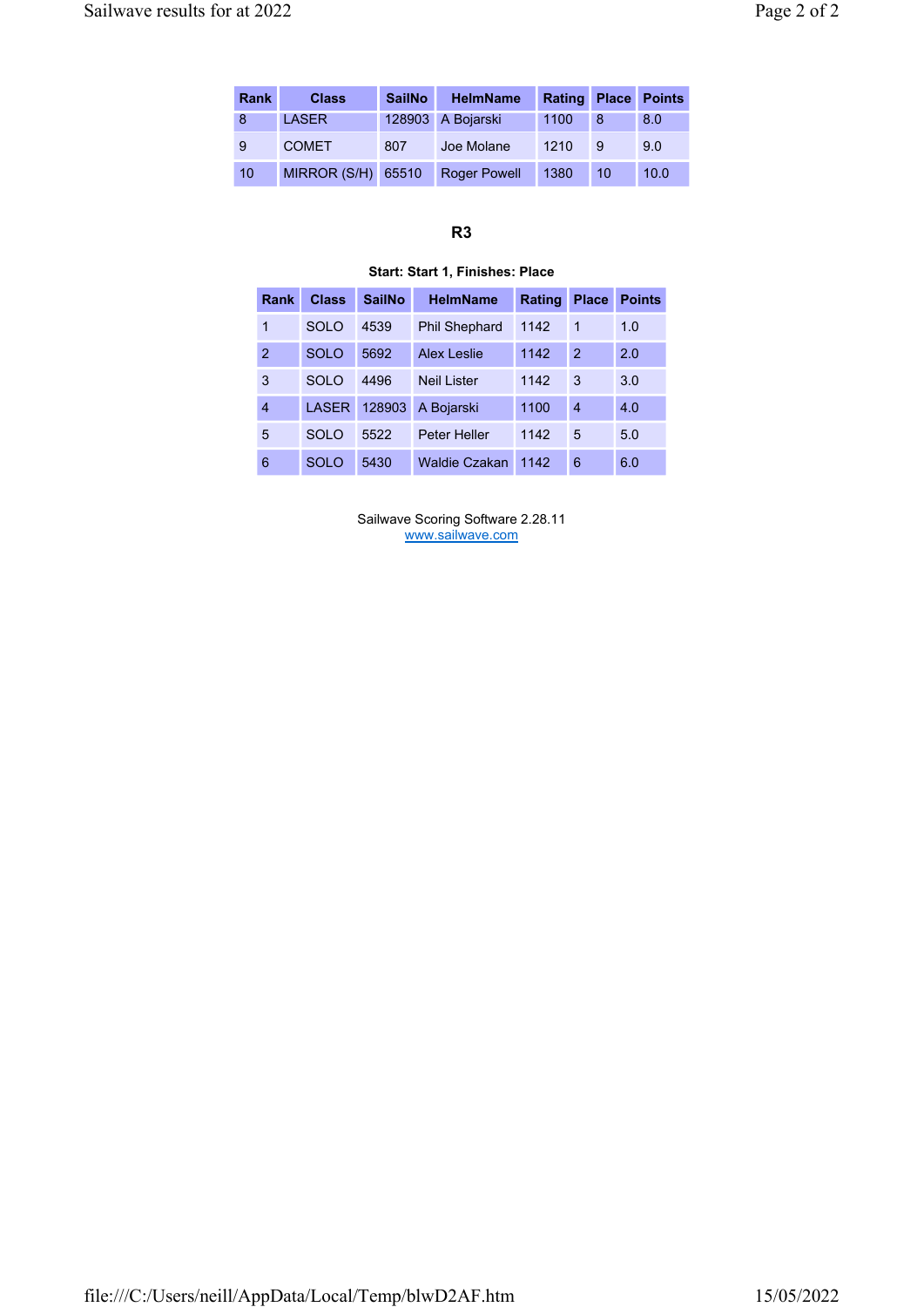| Rank | Class | SailNo | HelmName | Rating | Place | Points |
|---|---|---|---|---|---|---|
| 8 | LASER | 128903 | A Bojarski | 1100 | 8 | 8.0 |
| 9 | COMET | 807 | Joe Molane | 1210 | 9 | 9.0 |
| 10 | MIRROR (S/H) | 65510 | Roger Powell | 1380 | 10 | 10.0 |

## R3

**Start: Start 1, Finishes: Place**

| Rank | Class | SailNo | HelmName | Rating | Place | Points |
|---|---|---|---|---|---|---|
| 1 | SOLO | 4539 | Phil Shephard | 1142 | 1 | 1.0 |
| 2 | SOLO | 5692 | Alex Leslie | 1142 | 2 | 2.0 |
| 3 | SOLO | 4496 | Neil Lister | 1142 | 3 | 3.0 |
| 4 | LASER | 128903 | A Bojarski | 1100 | 4 | 4.0 |
| 5 | SOLO | 5522 | Peter Heller | 1142 | 5 | 5.0 |
| 6 | SOLO | 5430 | Waldie Czakan | 1142 | 6 | 6.0 |

Sailwave Scoring Software 2.28.11
[www.sailwave.com](http://www.sailwave.com)